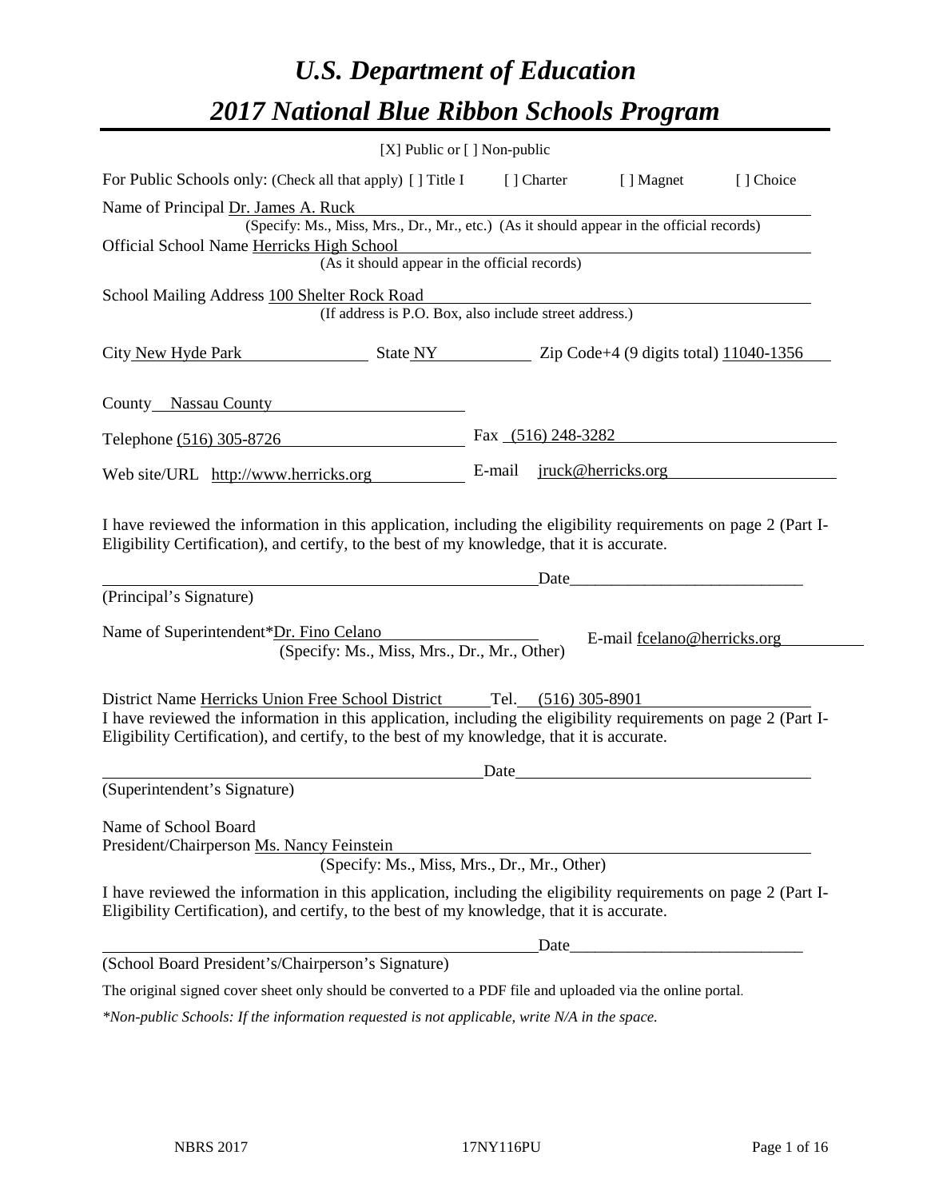# *U.S. Department of Education*

# *2017 National Blue Ribbon Schools Program*

[X] Public or [ ] Non-public

For Public Schools only: (Check all that apply) [ ] Title I [ ] Charter [ ] Magnet [ ] Choice

Name of Principal Dr. James A. Ruck
(Specify: Ms., Miss, Mrs., Dr., Mr., etc.) (As it should appear in the official records)

Official School Name Herricks High School
(As it should appear in the official records)

School Mailing Address 100 Shelter Rock Road
(If address is P.O. Box, also include street address.)

City New Hyde Park State NY Zip Code+4 (9 digits total) 11040-1356

County Nassau County

Telephone (516) 305-8726 Fax (516) 248-3282

Web site/URL http://www.herricks.org E-mail jruck@herricks.org

I have reviewed the information in this application, including the eligibility requirements on page 2 (Part I-Eligibility Certification), and certify, to the best of my knowledge, that it is accurate.

_________________________________________ Date_____________________

(Principal's Signature)

Name of Superintendent*Dr. Fino Celano E-mail fcelano@herricks.org
(Specify: Ms., Miss, Mrs., Dr., Mr., Other)

District Name Herricks Union Free School District Tel. (516) 305-8901

I have reviewed the information in this application, including the eligibility requirements on page 2 (Part I-Eligibility Certification), and certify, to the best of my knowledge, that it is accurate.

_________________________________________ Date_____________________

(Superintendent's Signature)

Name of School Board
President/Chairperson Ms. Nancy Feinstein
(Specify: Ms., Miss, Mrs., Dr., Mr., Other)

I have reviewed the information in this application, including the eligibility requirements on page 2 (Part I-Eligibility Certification), and certify, to the best of my knowledge, that it is accurate.

_________________________________________ Date_____________________

(School Board President's/Chairperson's Signature)

The original signed cover sheet only should be converted to a PDF file and uploaded via the online portal.

*\*Non-public Schools: If the information requested is not applicable, write N/A in the space.*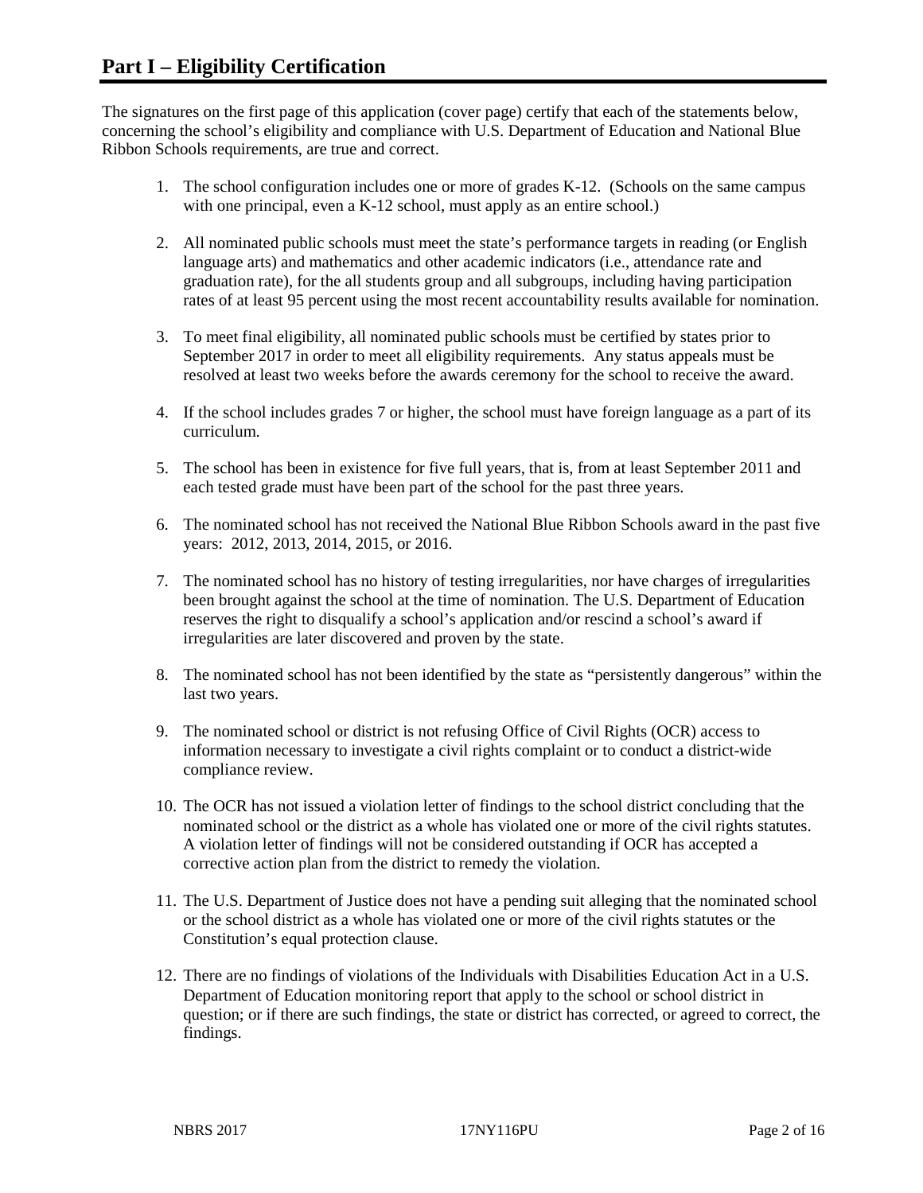# Part I – Eligibility Certification

The signatures on the first page of this application (cover page) certify that each of the statements below, concerning the school's eligibility and compliance with U.S. Department of Education and National Blue Ribbon Schools requirements, are true and correct.

1. The school configuration includes one or more of grades K-12. (Schools on the same campus with one principal, even a K-12 school, must apply as an entire school.)

2. All nominated public schools must meet the state's performance targets in reading (or English language arts) and mathematics and other academic indicators (i.e., attendance rate and graduation rate), for the all students group and all subgroups, including having participation rates of at least 95 percent using the most recent accountability results available for nomination.

3. To meet final eligibility, all nominated public schools must be certified by states prior to September 2017 in order to meet all eligibility requirements. Any status appeals must be resolved at least two weeks before the awards ceremony for the school to receive the award.

4. If the school includes grades 7 or higher, the school must have foreign language as a part of its curriculum.

5. The school has been in existence for five full years, that is, from at least September 2011 and each tested grade must have been part of the school for the past three years.

6. The nominated school has not received the National Blue Ribbon Schools award in the past five years: 2012, 2013, 2014, 2015, or 2016.

7. The nominated school has no history of testing irregularities, nor have charges of irregularities been brought against the school at the time of nomination. The U.S. Department of Education reserves the right to disqualify a school's application and/or rescind a school's award if irregularities are later discovered and proven by the state.

8. The nominated school has not been identified by the state as "persistently dangerous" within the last two years.

9. The nominated school or district is not refusing Office of Civil Rights (OCR) access to information necessary to investigate a civil rights complaint or to conduct a district-wide compliance review.

10. The OCR has not issued a violation letter of findings to the school district concluding that the nominated school or the district as a whole has violated one or more of the civil rights statutes. A violation letter of findings will not be considered outstanding if OCR has accepted a corrective action plan from the district to remedy the violation.

11. The U.S. Department of Justice does not have a pending suit alleging that the nominated school or the school district as a whole has violated one or more of the civil rights statutes or the Constitution's equal protection clause.

12. There are no findings of violations of the Individuals with Disabilities Education Act in a U.S. Department of Education monitoring report that apply to the school or school district in question; or if there are such findings, the state or district has corrected, or agreed to correct, the findings.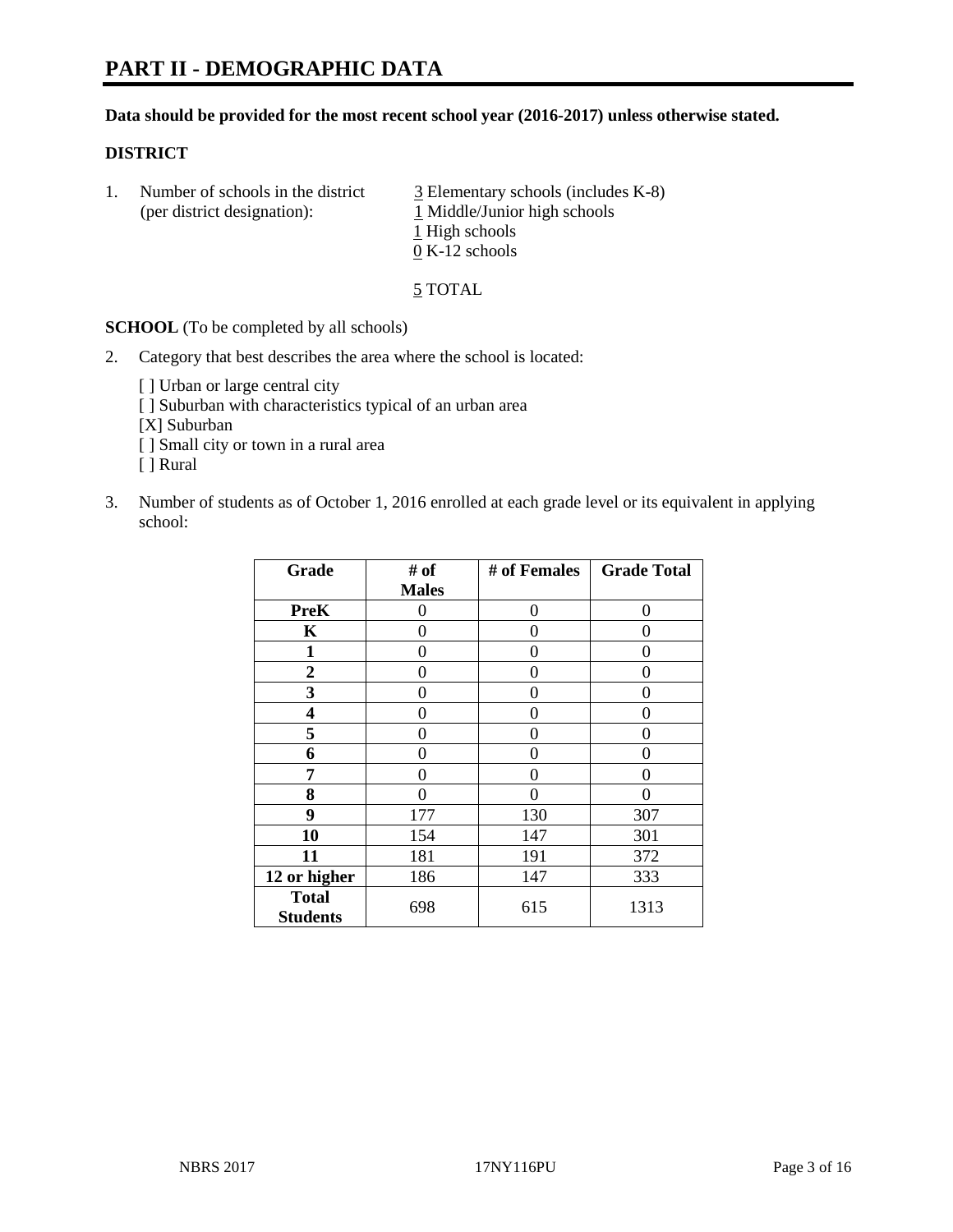# PART II - DEMOGRAPHIC DATA

**Data should be provided for the most recent school year (2016-2017) unless otherwise stated.**

**DISTRICT**

1. Number of schools in the district (per district designation):
   3 Elementary schools (includes K-8)
   1 Middle/Junior high schools
   1 High schools
   0 K-12 schools

   5 TOTAL

**SCHOOL** (To be completed by all schools)

2. Category that best describes the area where the school is located:

   [ ] Urban or large central city
   [ ] Suburban with characteristics typical of an urban area
   [X] Suburban
   [ ] Small city or town in a rural area
   [ ] Rural

3. Number of students as of October 1, 2016 enrolled at each grade level or its equivalent in applying school:

| Grade | # of Males | # of Females | Grade Total |
|---|---|---|---|
| **PreK** | 0 | 0 | 0 |
| **K** | 0 | 0 | 0 |
| **1** | 0 | 0 | 0 |
| **2** | 0 | 0 | 0 |
| **3** | 0 | 0 | 0 |
| **4** | 0 | 0 | 0 |
| **5** | 0 | 0 | 0 |
| **6** | 0 | 0 | 0 |
| **7** | 0 | 0 | 0 |
| **8** | 0 | 0 | 0 |
| **9** | 177 | 130 | 307 |
| **10** | 154 | 147 | 301 |
| **11** | 181 | 191 | 372 |
| **12 or higher** | 186 | 147 | 333 |
| **Total Students** | 698 | 615 | 1313 |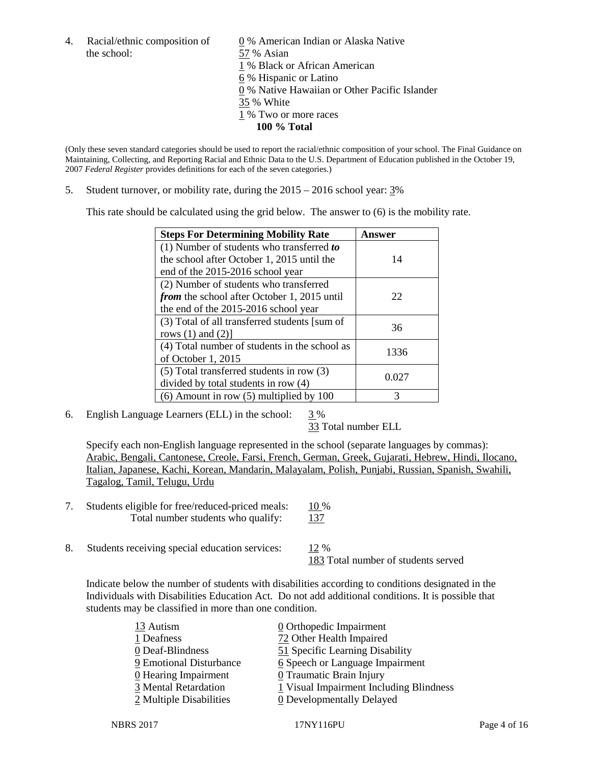4. Racial/ethnic composition of the school:

0 % American Indian or Alaska Native
57 % Asian
1 % Black or African American
6 % Hispanic or Latino
0 % Native Hawaiian or Other Pacific Islander
35 % White
1 % Two or more races
**100 % Total**

(Only these seven standard categories should be used to report the racial/ethnic composition of your school. The Final Guidance on Maintaining, Collecting, and Reporting Racial and Ethnic Data to the U.S. Department of Education published in the October 19, 2007 *Federal Register* provides definitions for each of the seven categories.)

5. Student turnover, or mobility rate, during the 2015 – 2016 school year: 3%

This rate should be calculated using the grid below. The answer to (6) is the mobility rate.

| **Steps For Determining Mobility Rate** | **Answer** |
|---|---|
| (1) Number of students who transferred ***to*** the school after October 1, 2015 until the end of the 2015-2016 school year | 14 |
| (2) Number of students who transferred ***from*** the school after October 1, 2015 until the end of the 2015-2016 school year | 22 |
| (3) Total of all transferred students [sum of rows (1) and (2)] | 36 |
| (4) Total number of students in the school as of October 1, 2015 | 1336 |
| (5) Total transferred students in row (3) divided by total students in row (4) | 0.027 |
| (6) Amount in row (5) multiplied by 100 | 3 |

6. English Language Learners (ELL) in the school: 3 %
33 Total number ELL

Specify each non-English language represented in the school (separate languages by commas):
Arabic, Bengali, Cantonese, Creole, Farsi, French, German, Greek, Gujarati, Hebrew, Hindi, Ilocano, Italian, Japanese, Kachi, Korean, Mandarin, Malayalam, Polish, Punjabi, Russian, Spanish, Swahili, Tagalog, Tamil, Telugu, Urdu

7. Students eligible for free/reduced-priced meals: 10 %
Total number students who qualify: 137

8. Students receiving special education services: 12 %
183 Total number of students served

Indicate below the number of students with disabilities according to conditions designated in the Individuals with Disabilities Education Act. Do not add additional conditions. It is possible that students may be classified in more than one condition.

| | |
|---|---|
| 13 Autism | 0 Orthopedic Impairment |
| 1 Deafness | 72 Other Health Impaired |
| 0 Deaf-Blindness | 51 Specific Learning Disability |
| 9 Emotional Disturbance | 6 Speech or Language Impairment |
| 0 Hearing Impairment | 0 Traumatic Brain Injury |
| 3 Mental Retardation | 1 Visual Impairment Including Blindness |
| 2 Multiple Disabilities | 0 Developmentally Delayed |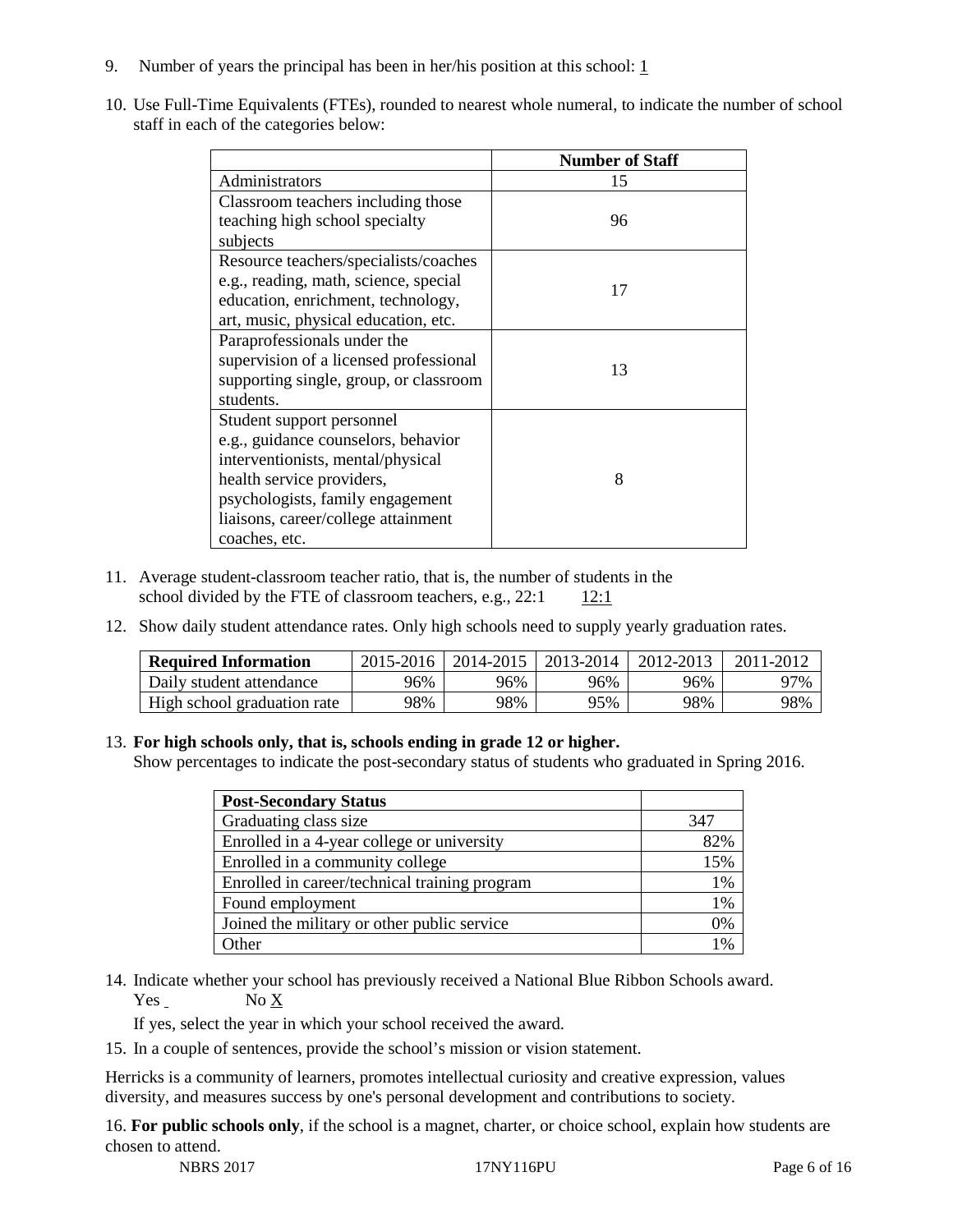9. Number of years the principal has been in her/his position at this school: 1

10. Use Full-Time Equivalents (FTEs), rounded to nearest whole numeral, to indicate the number of school staff in each of the categories below:

| | Number of Staff |
|---|---|
| Administrators | 15 |
| Classroom teachers including those teaching high school specialty subjects | 96 |
| Resource teachers/specialists/coaches e.g., reading, math, science, special education, enrichment, technology, art, music, physical education, etc. | 17 |
| Paraprofessionals under the supervision of a licensed professional supporting single, group, or classroom students. | 13 |
| Student support personnel e.g., guidance counselors, behavior interventionists, mental/physical health service providers, psychologists, family engagement liaisons, career/college attainment coaches, etc. | 8 |

11. Average student-classroom teacher ratio, that is, the number of students in the school divided by the FTE of classroom teachers, e.g., 22:1 12:1

12. Show daily student attendance rates. Only high schools need to supply yearly graduation rates.

| Required Information | 2015-2016 | 2014-2015 | 2013-2014 | 2012-2013 | 2011-2012 |
|---|---|---|---|---|---|
| Daily student attendance | 96% | 96% | 96% | 96% | 97% |
| High school graduation rate | 98% | 98% | 95% | 98% | 98% |

13. **For high schools only, that is, schools ending in grade 12 or higher.**
Show percentages to indicate the post-secondary status of students who graduated in Spring 2016.

| Post-Secondary Status | |
|---|---|
| Graduating class size | 347 |
| Enrolled in a 4-year college or university | 82% |
| Enrolled in a community college | 15% |
| Enrolled in career/technical training program | 1% |
| Found employment | 1% |
| Joined the military or other public service | 0% |
| Other | 1% |

14. Indicate whether your school has previously received a National Blue Ribbon Schools award.
Yes No X

If yes, select the year in which your school received the award.

15. In a couple of sentences, provide the school's mission or vision statement.

Herricks is a community of learners, promotes intellectual curiosity and creative expression, values diversity, and measures success by one's personal development and contributions to society.

16. **For public schools only**, if the school is a magnet, charter, or choice school, explain how students are chosen to attend.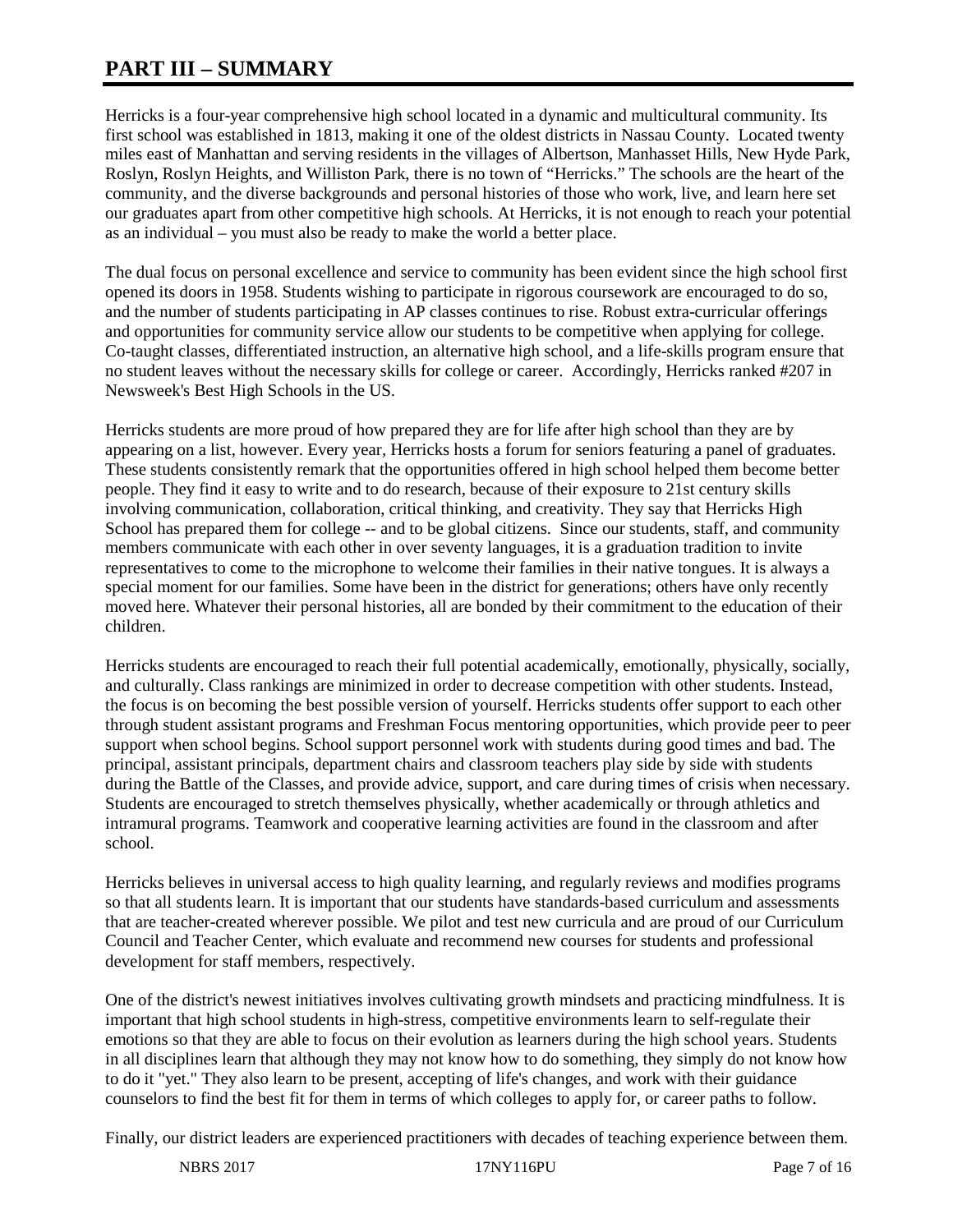# PART III – SUMMARY

Herricks is a four-year comprehensive high school located in a dynamic and multicultural community. Its first school was established in 1813, making it one of the oldest districts in Nassau County. Located twenty miles east of Manhattan and serving residents in the villages of Albertson, Manhasset Hills, New Hyde Park, Roslyn, Roslyn Heights, and Williston Park, there is no town of "Herricks." The schools are the heart of the community, and the diverse backgrounds and personal histories of those who work, live, and learn here set our graduates apart from other competitive high schools. At Herricks, it is not enough to reach your potential as an individual – you must also be ready to make the world a better place.

The dual focus on personal excellence and service to community has been evident since the high school first opened its doors in 1958. Students wishing to participate in rigorous coursework are encouraged to do so, and the number of students participating in AP classes continues to rise. Robust extra-curricular offerings and opportunities for community service allow our students to be competitive when applying for college. Co-taught classes, differentiated instruction, an alternative high school, and a life-skills program ensure that no student leaves without the necessary skills for college or career. Accordingly, Herricks ranked #207 in Newsweek's Best High Schools in the US.

Herricks students are more proud of how prepared they are for life after high school than they are by appearing on a list, however. Every year, Herricks hosts a forum for seniors featuring a panel of graduates. These students consistently remark that the opportunities offered in high school helped them become better people. They find it easy to write and to do research, because of their exposure to 21st century skills involving communication, collaboration, critical thinking, and creativity. They say that Herricks High School has prepared them for college -- and to be global citizens. Since our students, staff, and community members communicate with each other in over seventy languages, it is a graduation tradition to invite representatives to come to the microphone to welcome their families in their native tongues. It is always a special moment for our families. Some have been in the district for generations; others have only recently moved here. Whatever their personal histories, all are bonded by their commitment to the education of their children.

Herricks students are encouraged to reach their full potential academically, emotionally, physically, socially, and culturally. Class rankings are minimized in order to decrease competition with other students. Instead, the focus is on becoming the best possible version of yourself. Herricks students offer support to each other through student assistant programs and Freshman Focus mentoring opportunities, which provide peer to peer support when school begins. School support personnel work with students during good times and bad. The principal, assistant principals, department chairs and classroom teachers play side by side with students during the Battle of the Classes, and provide advice, support, and care during times of crisis when necessary. Students are encouraged to stretch themselves physically, whether academically or through athletics and intramural programs. Teamwork and cooperative learning activities are found in the classroom and after school.

Herricks believes in universal access to high quality learning, and regularly reviews and modifies programs so that all students learn. It is important that our students have standards-based curriculum and assessments that are teacher-created wherever possible. We pilot and test new curricula and are proud of our Curriculum Council and Teacher Center, which evaluate and recommend new courses for students and professional development for staff members, respectively.

One of the district's newest initiatives involves cultivating growth mindsets and practicing mindfulness. It is important that high school students in high-stress, competitive environments learn to self-regulate their emotions so that they are able to focus on their evolution as learners during the high school years. Students in all disciplines learn that although they may not know how to do something, they simply do not know how to do it "yet." They also learn to be present, accepting of life's changes, and work with their guidance counselors to find the best fit for them in terms of which colleges to apply for, or career paths to follow.

Finally, our district leaders are experienced practitioners with decades of teaching experience between them.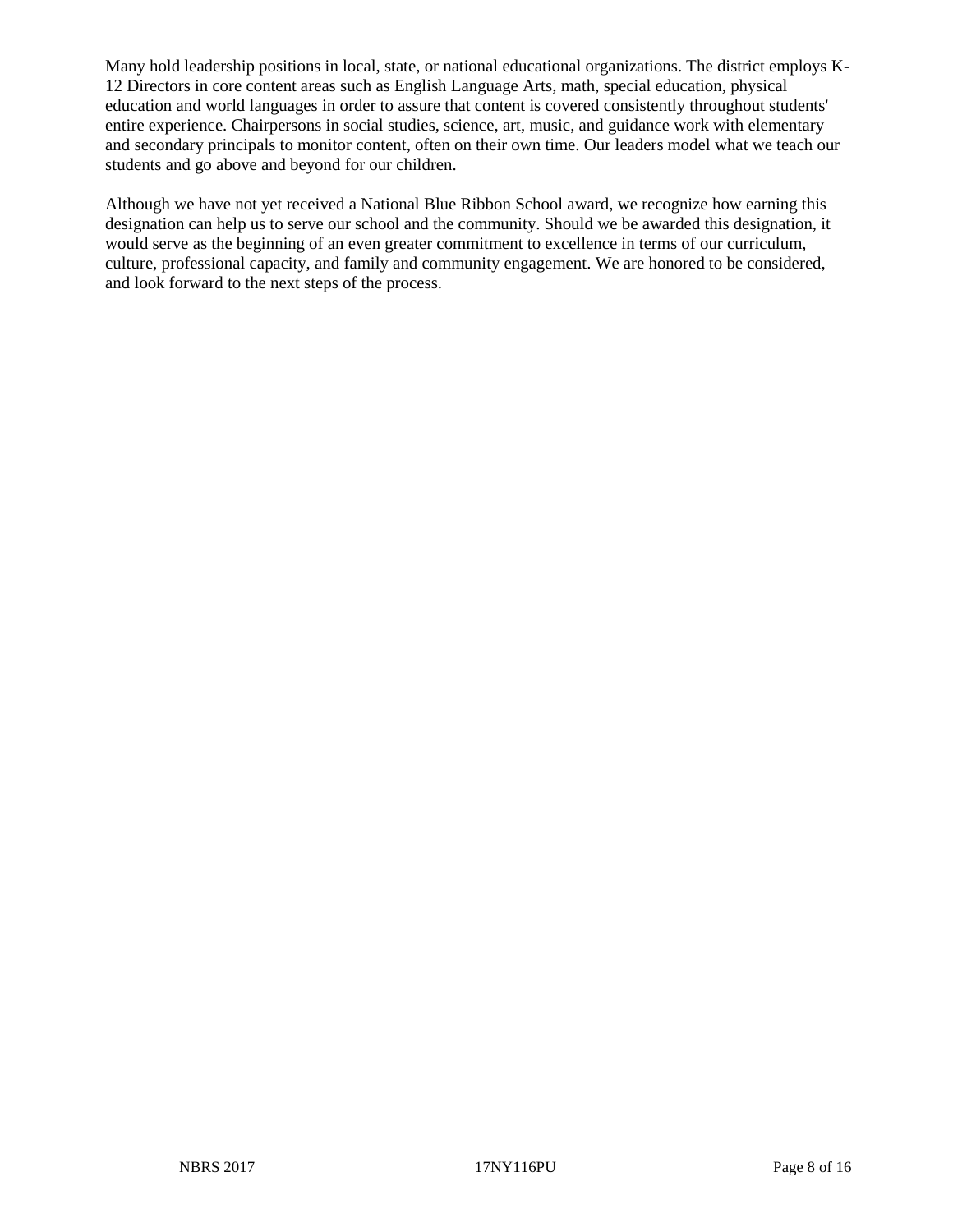Many hold leadership positions in local, state, or national educational organizations. The district employs K-12 Directors in core content areas such as English Language Arts, math, special education, physical education and world languages in order to assure that content is covered consistently throughout students' entire experience. Chairpersons in social studies, science, art, music, and guidance work with elementary and secondary principals to monitor content, often on their own time. Our leaders model what we teach our students and go above and beyond for our children.

Although we have not yet received a National Blue Ribbon School award, we recognize how earning this designation can help us to serve our school and the community. Should we be awarded this designation, it would serve as the beginning of an even greater commitment to excellence in terms of our curriculum, culture, professional capacity, and family and community engagement. We are honored to be considered, and look forward to the next steps of the process.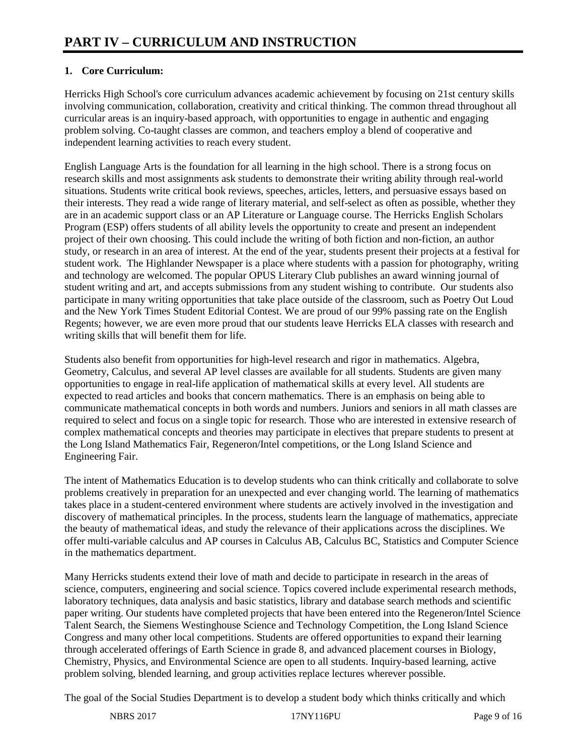# PART IV – CURRICULUM AND INSTRUCTION

**1. Core Curriculum:**

Herricks High School's core curriculum advances academic achievement by focusing on 21st century skills involving communication, collaboration, creativity and critical thinking. The common thread throughout all curricular areas is an inquiry-based approach, with opportunities to engage in authentic and engaging problem solving. Co-taught classes are common, and teachers employ a blend of cooperative and independent learning activities to reach every student.

English Language Arts is the foundation for all learning in the high school. There is a strong focus on research skills and most assignments ask students to demonstrate their writing ability through real-world situations. Students write critical book reviews, speeches, articles, letters, and persuasive essays based on their interests. They read a wide range of literary material, and self-select as often as possible, whether they are in an academic support class or an AP Literature or Language course. The Herricks English Scholars Program (ESP) offers students of all ability levels the opportunity to create and present an independent project of their own choosing. This could include the writing of both fiction and non-fiction, an author study, or research in an area of interest. At the end of the year, students present their projects at a festival for student work. The Highlander Newspaper is a place where students with a passion for photography, writing and technology are welcomed. The popular OPUS Literary Club publishes an award winning journal of student writing and art, and accepts submissions from any student wishing to contribute. Our students also participate in many writing opportunities that take place outside of the classroom, such as Poetry Out Loud and the New York Times Student Editorial Contest. We are proud of our 99% passing rate on the English Regents; however, we are even more proud that our students leave Herricks ELA classes with research and writing skills that will benefit them for life.

Students also benefit from opportunities for high-level research and rigor in mathematics. Algebra, Geometry, Calculus, and several AP level classes are available for all students. Students are given many opportunities to engage in real-life application of mathematical skills at every level. All students are expected to read articles and books that concern mathematics. There is an emphasis on being able to communicate mathematical concepts in both words and numbers. Juniors and seniors in all math classes are required to select and focus on a single topic for research. Those who are interested in extensive research of complex mathematical concepts and theories may participate in electives that prepare students to present at the Long Island Mathematics Fair, Regeneron/Intel competitions, or the Long Island Science and Engineering Fair.

The intent of Mathematics Education is to develop students who can think critically and collaborate to solve problems creatively in preparation for an unexpected and ever changing world. The learning of mathematics takes place in a student-centered environment where students are actively involved in the investigation and discovery of mathematical principles. In the process, students learn the language of mathematics, appreciate the beauty of mathematical ideas, and study the relevance of their applications across the disciplines. We offer multi-variable calculus and AP courses in Calculus AB, Calculus BC, Statistics and Computer Science in the mathematics department.

Many Herricks students extend their love of math and decide to participate in research in the areas of science, computers, engineering and social science. Topics covered include experimental research methods, laboratory techniques, data analysis and basic statistics, library and database search methods and scientific paper writing. Our students have completed projects that have been entered into the Regeneron/Intel Science Talent Search, the Siemens Westinghouse Science and Technology Competition, the Long Island Science Congress and many other local competitions. Students are offered opportunities to expand their learning through accelerated offerings of Earth Science in grade 8, and advanced placement courses in Biology, Chemistry, Physics, and Environmental Science are open to all students. Inquiry-based learning, active problem solving, blended learning, and group activities replace lectures wherever possible.

The goal of the Social Studies Department is to develop a student body which thinks critically and which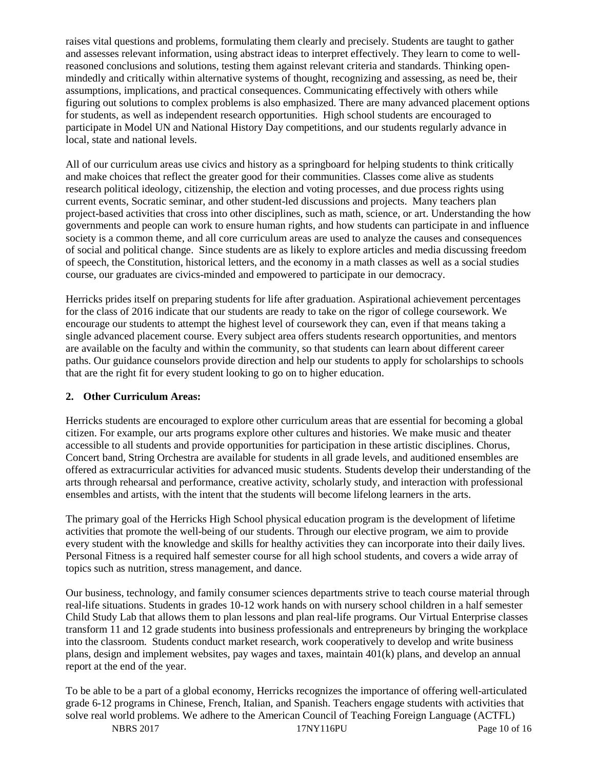raises vital questions and problems, formulating them clearly and precisely. Students are taught to gather and assesses relevant information, using abstract ideas to interpret effectively. They learn to come to well-reasoned conclusions and solutions, testing them against relevant criteria and standards. Thinking open-mindedly and critically within alternative systems of thought, recognizing and assessing, as need be, their assumptions, implications, and practical consequences. Communicating effectively with others while figuring out solutions to complex problems is also emphasized. There are many advanced placement options for students, as well as independent research opportunities. High school students are encouraged to participate in Model UN and National History Day competitions, and our students regularly advance in local, state and national levels.

All of our curriculum areas use civics and history as a springboard for helping students to think critically and make choices that reflect the greater good for their communities. Classes come alive as students research political ideology, citizenship, the election and voting processes, and due process rights using current events, Socratic seminar, and other student-led discussions and projects. Many teachers plan project-based activities that cross into other disciplines, such as math, science, or art. Understanding the how governments and people can work to ensure human rights, and how students can participate in and influence society is a common theme, and all core curriculum areas are used to analyze the causes and consequences of social and political change. Since students are as likely to explore articles and media discussing freedom of speech, the Constitution, historical letters, and the economy in a math classes as well as a social studies course, our graduates are civics-minded and empowered to participate in our democracy.

Herricks prides itself on preparing students for life after graduation. Aspirational achievement percentages for the class of 2016 indicate that our students are ready to take on the rigor of college coursework. We encourage our students to attempt the highest level of coursework they can, even if that means taking a single advanced placement course. Every subject area offers students research opportunities, and mentors are available on the faculty and within the community, so that students can learn about different career paths. Our guidance counselors provide direction and help our students to apply for scholarships to schools that are the right fit for every student looking to go on to higher education.

**2. Other Curriculum Areas:**

Herricks students are encouraged to explore other curriculum areas that are essential for becoming a global citizen. For example, our arts programs explore other cultures and histories. We make music and theater accessible to all students and provide opportunities for participation in these artistic disciplines. Chorus, Concert band, String Orchestra are available for students in all grade levels, and auditioned ensembles are offered as extracurricular activities for advanced music students. Students develop their understanding of the arts through rehearsal and performance, creative activity, scholarly study, and interaction with professional ensembles and artists, with the intent that the students will become lifelong learners in the arts.

The primary goal of the Herricks High School physical education program is the development of lifetime activities that promote the well-being of our students. Through our elective program, we aim to provide every student with the knowledge and skills for healthy activities they can incorporate into their daily lives. Personal Fitness is a required half semester course for all high school students, and covers a wide array of topics such as nutrition, stress management, and dance.

Our business, technology, and family consumer sciences departments strive to teach course material through real-life situations. Students in grades 10-12 work hands on with nursery school children in a half semester Child Study Lab that allows them to plan lessons and plan real-life programs. Our Virtual Enterprise classes transform 11 and 12 grade students into business professionals and entrepreneurs by bringing the workplace into the classroom. Students conduct market research, work cooperatively to develop and write business plans, design and implement websites, pay wages and taxes, maintain 401(k) plans, and develop an annual report at the end of the year.

To be able to be a part of a global economy, Herricks recognizes the importance of offering well-articulated grade 6-12 programs in Chinese, French, Italian, and Spanish. Teachers engage students with activities that solve real world problems. We adhere to the American Council of Teaching Foreign Language (ACTFL)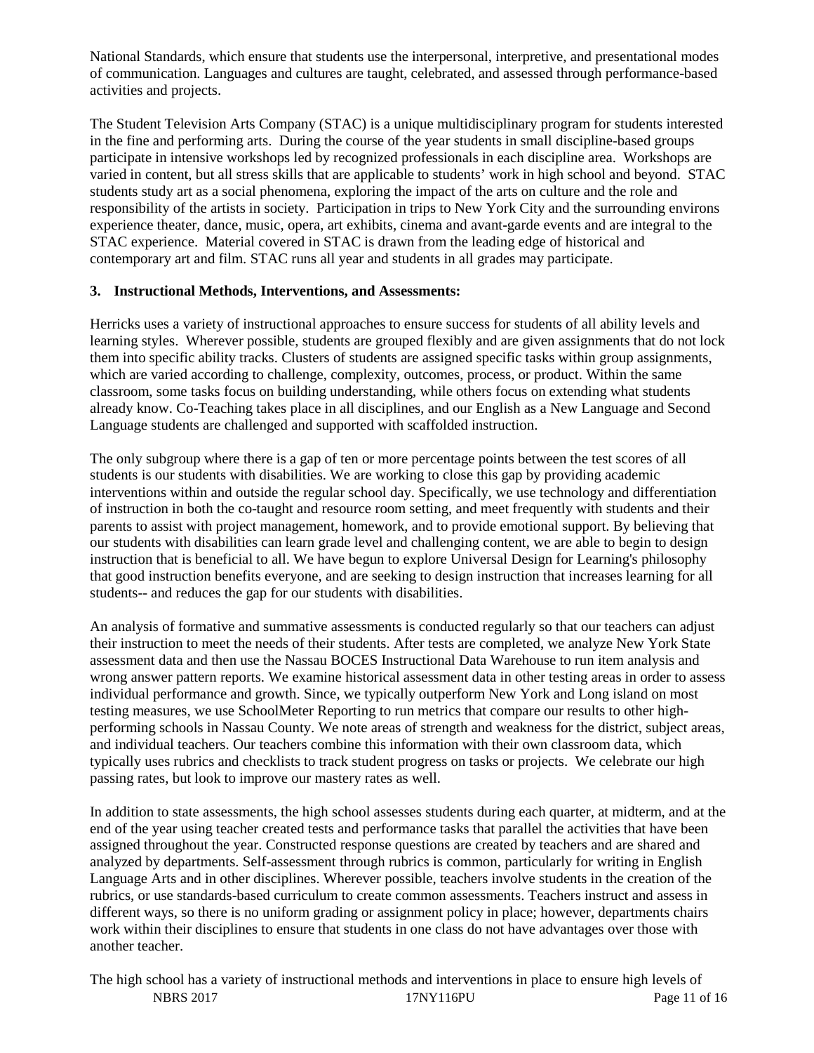National Standards, which ensure that students use the interpersonal, interpretive, and presentational modes of communication. Languages and cultures are taught, celebrated, and assessed through performance-based activities and projects.

The Student Television Arts Company (STAC) is a unique multidisciplinary program for students interested in the fine and performing arts. During the course of the year students in small discipline-based groups participate in intensive workshops led by recognized professionals in each discipline area. Workshops are varied in content, but all stress skills that are applicable to students' work in high school and beyond. STAC students study art as a social phenomena, exploring the impact of the arts on culture and the role and responsibility of the artists in society. Participation in trips to New York City and the surrounding environs experience theater, dance, music, opera, art exhibits, cinema and avant-garde events and are integral to the STAC experience. Material covered in STAC is drawn from the leading edge of historical and contemporary art and film. STAC runs all year and students in all grades may participate.

**3. Instructional Methods, Interventions, and Assessments:**

Herricks uses a variety of instructional approaches to ensure success for students of all ability levels and learning styles. Wherever possible, students are grouped flexibly and are given assignments that do not lock them into specific ability tracks. Clusters of students are assigned specific tasks within group assignments, which are varied according to challenge, complexity, outcomes, process, or product. Within the same classroom, some tasks focus on building understanding, while others focus on extending what students already know. Co-Teaching takes place in all disciplines, and our English as a New Language and Second Language students are challenged and supported with scaffolded instruction.

The only subgroup where there is a gap of ten or more percentage points between the test scores of all students is our students with disabilities. We are working to close this gap by providing academic interventions within and outside the regular school day. Specifically, we use technology and differentiation of instruction in both the co-taught and resource room setting, and meet frequently with students and their parents to assist with project management, homework, and to provide emotional support. By believing that our students with disabilities can learn grade level and challenging content, we are able to begin to design instruction that is beneficial to all. We have begun to explore Universal Design for Learning's philosophy that good instruction benefits everyone, and are seeking to design instruction that increases learning for all students-- and reduces the gap for our students with disabilities.

An analysis of formative and summative assessments is conducted regularly so that our teachers can adjust their instruction to meet the needs of their students. After tests are completed, we analyze New York State assessment data and then use the Nassau BOCES Instructional Data Warehouse to run item analysis and wrong answer pattern reports. We examine historical assessment data in other testing areas in order to assess individual performance and growth. Since, we typically outperform New York and Long island on most testing measures, we use SchoolMeter Reporting to run metrics that compare our results to other high-performing schools in Nassau County. We note areas of strength and weakness for the district, subject areas, and individual teachers. Our teachers combine this information with their own classroom data, which typically uses rubrics and checklists to track student progress on tasks or projects. We celebrate our high passing rates, but look to improve our mastery rates as well.

In addition to state assessments, the high school assesses students during each quarter, at midterm, and at the end of the year using teacher created tests and performance tasks that parallel the activities that have been assigned throughout the year. Constructed response questions are created by teachers and are shared and analyzed by departments. Self-assessment through rubrics is common, particularly for writing in English Language Arts and in other disciplines. Wherever possible, teachers involve students in the creation of the rubrics, or use standards-based curriculum to create common assessments. Teachers instruct and assess in different ways, so there is no uniform grading or assignment policy in place; however, departments chairs work within their disciplines to ensure that students in one class do not have advantages over those with another teacher.

The high school has a variety of instructional methods and interventions in place to ensure high levels of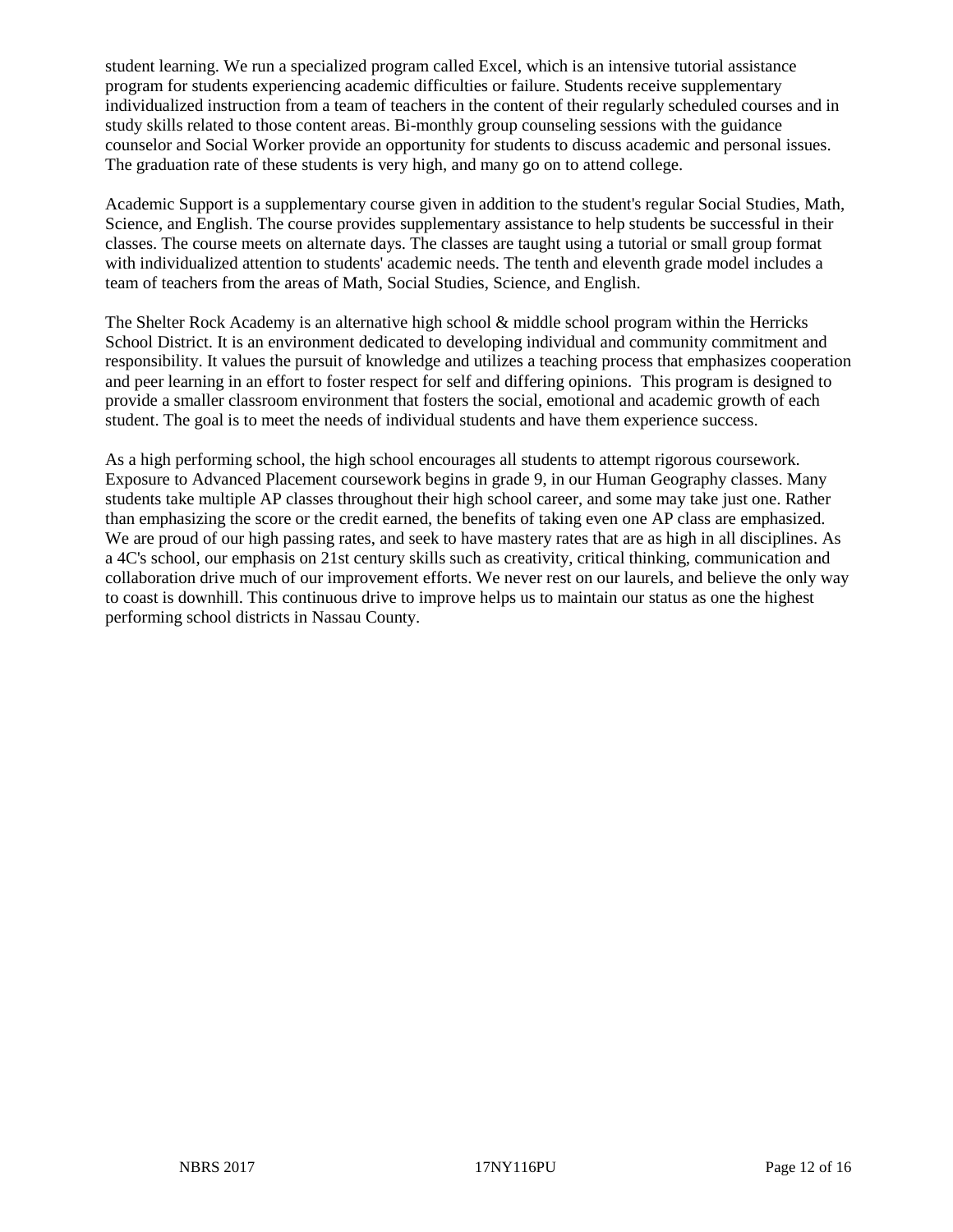student learning. We run a specialized program called Excel, which is an intensive tutorial assistance program for students experiencing academic difficulties or failure. Students receive supplementary individualized instruction from a team of teachers in the content of their regularly scheduled courses and in study skills related to those content areas. Bi-monthly group counseling sessions with the guidance counselor and Social Worker provide an opportunity for students to discuss academic and personal issues. The graduation rate of these students is very high, and many go on to attend college.

Academic Support is a supplementary course given in addition to the student's regular Social Studies, Math, Science, and English. The course provides supplementary assistance to help students be successful in their classes. The course meets on alternate days. The classes are taught using a tutorial or small group format with individualized attention to students' academic needs. The tenth and eleventh grade model includes a team of teachers from the areas of Math, Social Studies, Science, and English.

The Shelter Rock Academy is an alternative high school & middle school program within the Herricks School District. It is an environment dedicated to developing individual and community commitment and responsibility. It values the pursuit of knowledge and utilizes a teaching process that emphasizes cooperation and peer learning in an effort to foster respect for self and differing opinions. This program is designed to provide a smaller classroom environment that fosters the social, emotional and academic growth of each student. The goal is to meet the needs of individual students and have them experience success.

As a high performing school, the high school encourages all students to attempt rigorous coursework. Exposure to Advanced Placement coursework begins in grade 9, in our Human Geography classes. Many students take multiple AP classes throughout their high school career, and some may take just one. Rather than emphasizing the score or the credit earned, the benefits of taking even one AP class are emphasized. We are proud of our high passing rates, and seek to have mastery rates that are as high in all disciplines. As a 4C's school, our emphasis on 21st century skills such as creativity, critical thinking, communication and collaboration drive much of our improvement efforts. We never rest on our laurels, and believe the only way to coast is downhill. This continuous drive to improve helps us to maintain our status as one the highest performing school districts in Nassau County.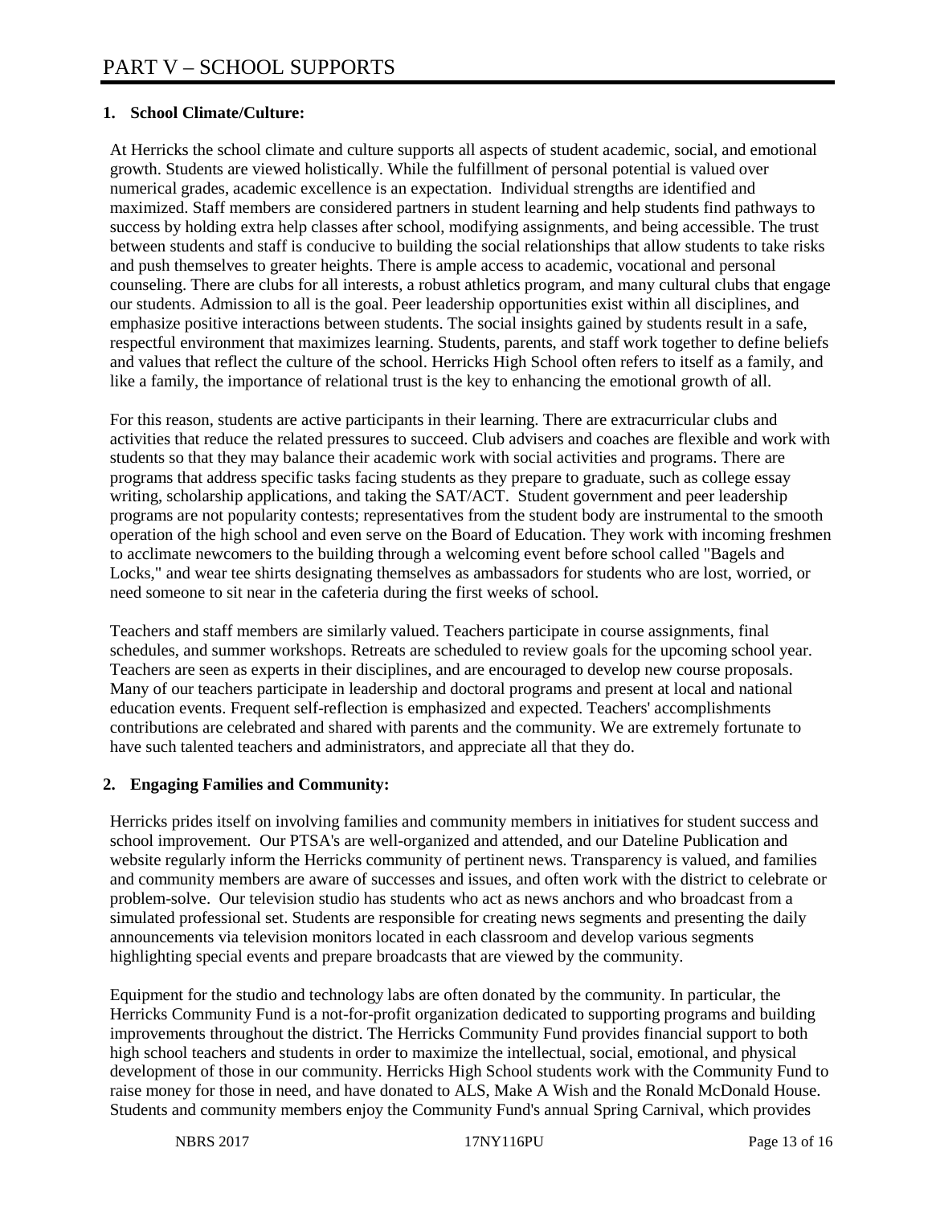# PART V – SCHOOL SUPPORTS

**1. School Climate/Culture:**

At Herricks the school climate and culture supports all aspects of student academic, social, and emotional growth. Students are viewed holistically. While the fulfillment of personal potential is valued over numerical grades, academic excellence is an expectation. Individual strengths are identified and maximized. Staff members are considered partners in student learning and help students find pathways to success by holding extra help classes after school, modifying assignments, and being accessible. The trust between students and staff is conducive to building the social relationships that allow students to take risks and push themselves to greater heights. There is ample access to academic, vocational and personal counseling. There are clubs for all interests, a robust athletics program, and many cultural clubs that engage our students. Admission to all is the goal. Peer leadership opportunities exist within all disciplines, and emphasize positive interactions between students. The social insights gained by students result in a safe, respectful environment that maximizes learning. Students, parents, and staff work together to define beliefs and values that reflect the culture of the school. Herricks High School often refers to itself as a family, and like a family, the importance of relational trust is the key to enhancing the emotional growth of all.

For this reason, students are active participants in their learning. There are extracurricular clubs and activities that reduce the related pressures to succeed. Club advisers and coaches are flexible and work with students so that they may balance their academic work with social activities and programs. There are programs that address specific tasks facing students as they prepare to graduate, such as college essay writing, scholarship applications, and taking the SAT/ACT. Student government and peer leadership programs are not popularity contests; representatives from the student body are instrumental to the smooth operation of the high school and even serve on the Board of Education. They work with incoming freshmen to acclimate newcomers to the building through a welcoming event before school called "Bagels and Locks," and wear tee shirts designating themselves as ambassadors for students who are lost, worried, or need someone to sit near in the cafeteria during the first weeks of school.

Teachers and staff members are similarly valued. Teachers participate in course assignments, final schedules, and summer workshops. Retreats are scheduled to review goals for the upcoming school year. Teachers are seen as experts in their disciplines, and are encouraged to develop new course proposals. Many of our teachers participate in leadership and doctoral programs and present at local and national education events. Frequent self-reflection is emphasized and expected. Teachers' accomplishments contributions are celebrated and shared with parents and the community. We are extremely fortunate to have such talented teachers and administrators, and appreciate all that they do.

**2. Engaging Families and Community:**

Herricks prides itself on involving families and community members in initiatives for student success and school improvement. Our PTSA's are well-organized and attended, and our Dateline Publication and website regularly inform the Herricks community of pertinent news. Transparency is valued, and families and community members are aware of successes and issues, and often work with the district to celebrate or problem-solve. Our television studio has students who act as news anchors and who broadcast from a simulated professional set. Students are responsible for creating news segments and presenting the daily announcements via television monitors located in each classroom and develop various segments highlighting special events and prepare broadcasts that are viewed by the community.

Equipment for the studio and technology labs are often donated by the community. In particular, the Herricks Community Fund is a not-for-profit organization dedicated to supporting programs and building improvements throughout the district. The Herricks Community Fund provides financial support to both high school teachers and students in order to maximize the intellectual, social, emotional, and physical development of those in our community. Herricks High School students work with the Community Fund to raise money for those in need, and have donated to ALS, Make A Wish and the Ronald McDonald House. Students and community members enjoy the Community Fund's annual Spring Carnival, which provides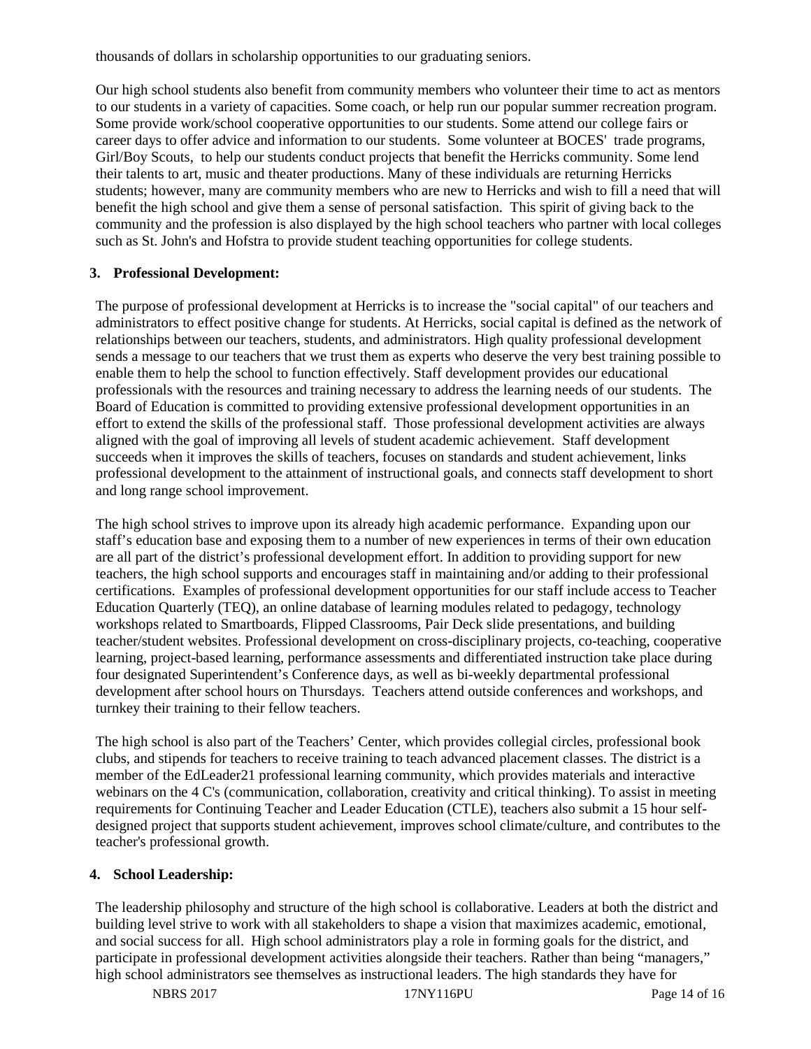thousands of dollars in scholarship opportunities to our graduating seniors.

Our high school students also benefit from community members who volunteer their time to act as mentors to our students in a variety of capacities. Some coach, or help run our popular summer recreation program. Some provide work/school cooperative opportunities to our students. Some attend our college fairs or career days to offer advice and information to our students. Some volunteer at BOCES' trade programs, Girl/Boy Scouts, to help our students conduct projects that benefit the Herricks community. Some lend their talents to art, music and theater productions. Many of these individuals are returning Herricks students; however, many are community members who are new to Herricks and wish to fill a need that will benefit the high school and give them a sense of personal satisfaction. This spirit of giving back to the community and the profession is also displayed by the high school teachers who partner with local colleges such as St. John's and Hofstra to provide student teaching opportunities for college students.

**3. Professional Development:**

The purpose of professional development at Herricks is to increase the "social capital" of our teachers and administrators to effect positive change for students. At Herricks, social capital is defined as the network of relationships between our teachers, students, and administrators. High quality professional development sends a message to our teachers that we trust them as experts who deserve the very best training possible to enable them to help the school to function effectively. Staff development provides our educational professionals with the resources and training necessary to address the learning needs of our students. The Board of Education is committed to providing extensive professional development opportunities in an effort to extend the skills of the professional staff. Those professional development activities are always aligned with the goal of improving all levels of student academic achievement. Staff development succeeds when it improves the skills of teachers, focuses on standards and student achievement, links professional development to the attainment of instructional goals, and connects staff development to short and long range school improvement.

The high school strives to improve upon its already high academic performance. Expanding upon our staff's education base and exposing them to a number of new experiences in terms of their own education are all part of the district's professional development effort. In addition to providing support for new teachers, the high school supports and encourages staff in maintaining and/or adding to their professional certifications. Examples of professional development opportunities for our staff include access to Teacher Education Quarterly (TEQ), an online database of learning modules related to pedagogy, technology workshops related to Smartboards, Flipped Classrooms, Pair Deck slide presentations, and building teacher/student websites. Professional development on cross-disciplinary projects, co-teaching, cooperative learning, project-based learning, performance assessments and differentiated instruction take place during four designated Superintendent's Conference days, as well as bi-weekly departmental professional development after school hours on Thursdays. Teachers attend outside conferences and workshops, and turnkey their training to their fellow teachers.

The high school is also part of the Teachers' Center, which provides collegial circles, professional book clubs, and stipends for teachers to receive training to teach advanced placement classes. The district is a member of the EdLeader21 professional learning community, which provides materials and interactive webinars on the 4 C's (communication, collaboration, creativity and critical thinking). To assist in meeting requirements for Continuing Teacher and Leader Education (CTLE), teachers also submit a 15 hour self-designed project that supports student achievement, improves school climate/culture, and contributes to the teacher's professional growth.

**4. School Leadership:**

The leadership philosophy and structure of the high school is collaborative. Leaders at both the district and building level strive to work with all stakeholders to shape a vision that maximizes academic, emotional, and social success for all. High school administrators play a role in forming goals for the district, and participate in professional development activities alongside their teachers. Rather than being "managers," high school administrators see themselves as instructional leaders. The high standards they have for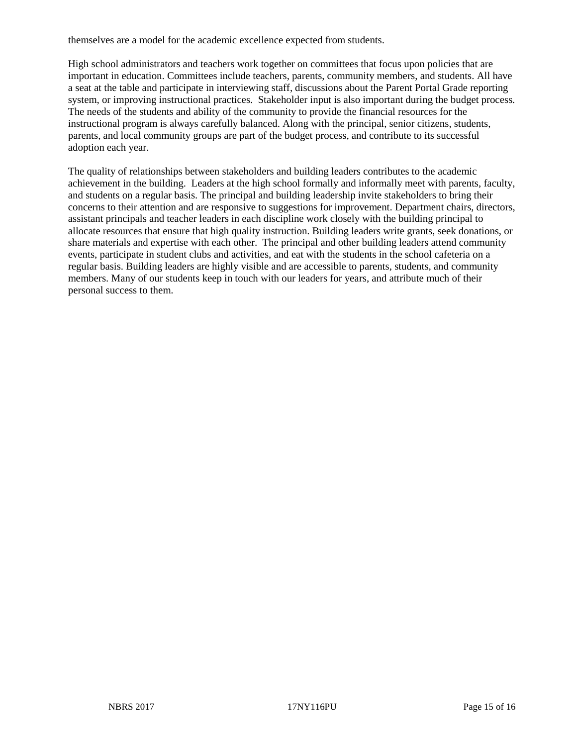themselves are a model for the academic excellence expected from students.

High school administrators and teachers work together on committees that focus upon policies that are important in education. Committees include teachers, parents, community members, and students. All have a seat at the table and participate in interviewing staff, discussions about the Parent Portal Grade reporting system, or improving instructional practices. Stakeholder input is also important during the budget process. The needs of the students and ability of the community to provide the financial resources for the instructional program is always carefully balanced. Along with the principal, senior citizens, students, parents, and local community groups are part of the budget process, and contribute to its successful adoption each year.

The quality of relationships between stakeholders and building leaders contributes to the academic achievement in the building. Leaders at the high school formally and informally meet with parents, faculty, and students on a regular basis. The principal and building leadership invite stakeholders to bring their concerns to their attention and are responsive to suggestions for improvement. Department chairs, directors, assistant principals and teacher leaders in each discipline work closely with the building principal to allocate resources that ensure that high quality instruction. Building leaders write grants, seek donations, or share materials and expertise with each other. The principal and other building leaders attend community events, participate in student clubs and activities, and eat with the students in the school cafeteria on a regular basis. Building leaders are highly visible and are accessible to parents, students, and community members. Many of our students keep in touch with our leaders for years, and attribute much of their personal success to them.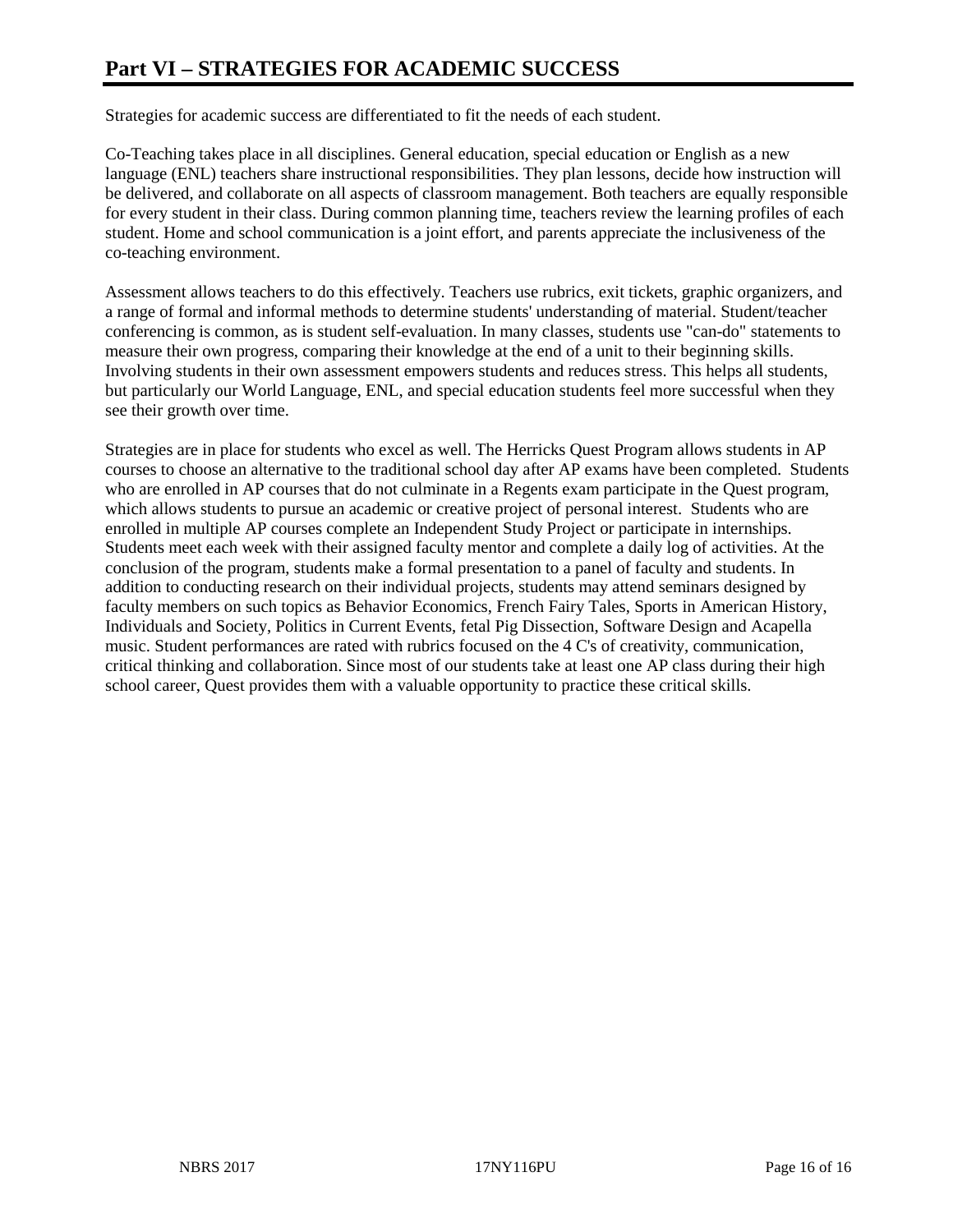# Part VI – STRATEGIES FOR ACADEMIC SUCCESS

Strategies for academic success are differentiated to fit the needs of each student.

Co-Teaching takes place in all disciplines. General education, special education or English as a new language (ENL) teachers share instructional responsibilities. They plan lessons, decide how instruction will be delivered, and collaborate on all aspects of classroom management. Both teachers are equally responsible for every student in their class. During common planning time, teachers review the learning profiles of each student. Home and school communication is a joint effort, and parents appreciate the inclusiveness of the co-teaching environment.

Assessment allows teachers to do this effectively. Teachers use rubrics, exit tickets, graphic organizers, and a range of formal and informal methods to determine students' understanding of material. Student/teacher conferencing is common, as is student self-evaluation. In many classes, students use "can-do" statements to measure their own progress, comparing their knowledge at the end of a unit to their beginning skills. Involving students in their own assessment empowers students and reduces stress. This helps all students, but particularly our World Language, ENL, and special education students feel more successful when they see their growth over time.

Strategies are in place for students who excel as well. The Herricks Quest Program allows students in AP courses to choose an alternative to the traditional school day after AP exams have been completed. Students who are enrolled in AP courses that do not culminate in a Regents exam participate in the Quest program, which allows students to pursue an academic or creative project of personal interest. Students who are enrolled in multiple AP courses complete an Independent Study Project or participate in internships. Students meet each week with their assigned faculty mentor and complete a daily log of activities. At the conclusion of the program, students make a formal presentation to a panel of faculty and students. In addition to conducting research on their individual projects, students may attend seminars designed by faculty members on such topics as Behavior Economics, French Fairy Tales, Sports in American History, Individuals and Society, Politics in Current Events, fetal Pig Dissection, Software Design and Acapella music. Student performances are rated with rubrics focused on the 4 C's of creativity, communication, critical thinking and collaboration. Since most of our students take at least one AP class during their high school career, Quest provides them with a valuable opportunity to practice these critical skills.